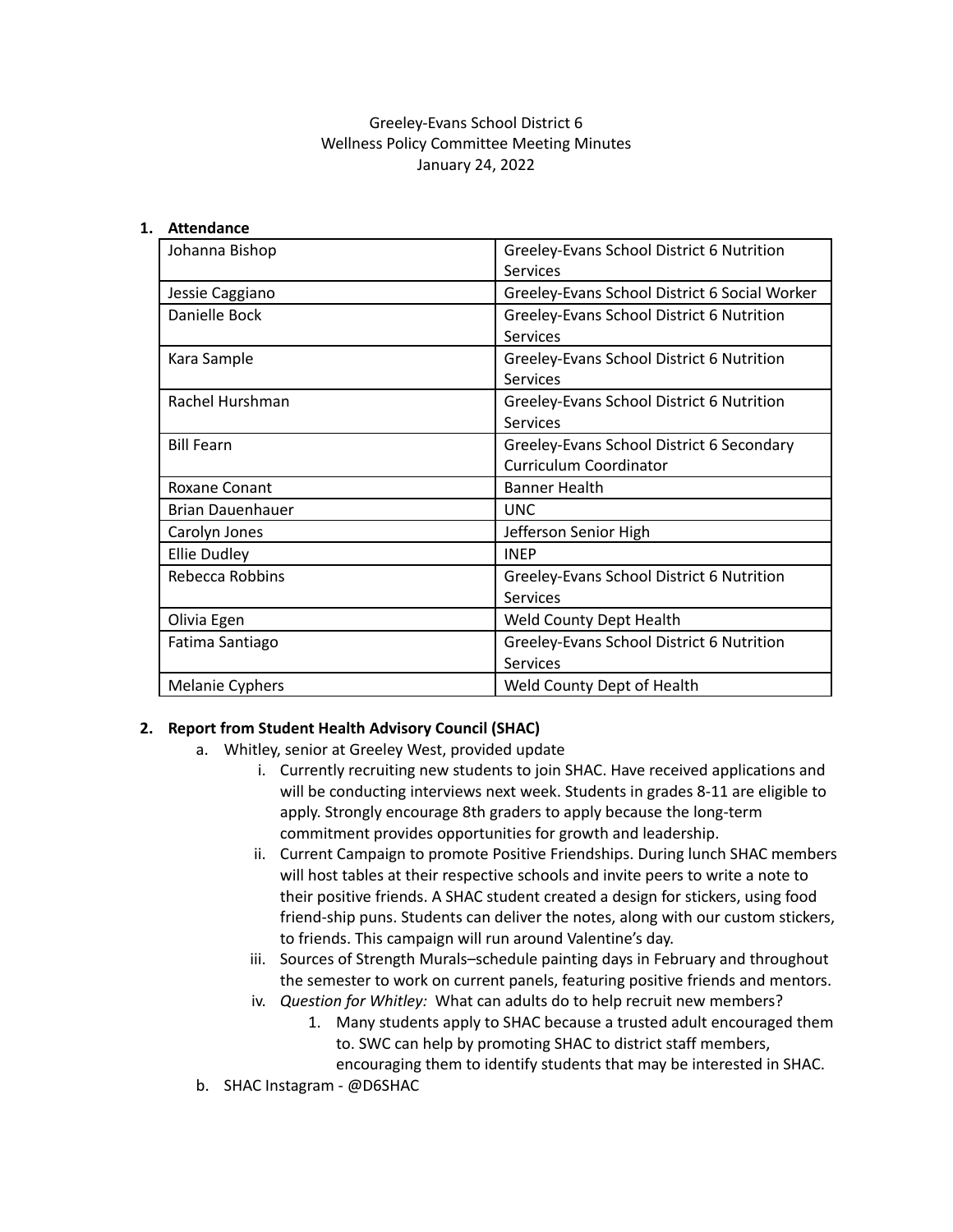Greeley-Evans School District 6
Wellness Policy Committee Meeting Minutes
January 24, 2022

1. **Attendance**

| | |
|---|---|
| Johanna Bishop | Greeley-Evans School District 6 Nutrition Services |
| Jessie Caggiano | Greeley-Evans School District 6 Social Worker |
| Danielle Bock | Greeley-Evans School District 6 Nutrition Services |
| Kara Sample | Greeley-Evans School District 6 Nutrition Services |
| Rachel Hurshman | Greeley-Evans School District 6 Nutrition Services |
| Bill Fearn | Greeley-Evans School District 6 Secondary Curriculum Coordinator |
| Roxane Conant | Banner Health |
| Brian Dauenhauer | UNC |
| Carolyn Jones | Jefferson Senior High |
| Ellie Dudley | INEP |
| Rebecca Robbins | Greeley-Evans School District 6 Nutrition Services |
| Olivia Egen | Weld County Dept Health |
| Fatima Santiago | Greeley-Evans School District 6 Nutrition Services |
| Melanie Cyphers | Weld County Dept of Health |

2. **Report from Student Health Advisory Council (SHAC)**
   a. Whitley, senior at Greeley West, provided update
      i. Currently recruiting new students to join SHAC. Have received applications and will be conducting interviews next week. Students in grades 8-11 are eligible to apply. Strongly encourage 8th graders to apply because the long-term commitment provides opportunities for growth and leadership.
      ii. Current Campaign to promote Positive Friendships. During lunch SHAC members will host tables at their respective schools and invite peers to write a note to their positive friends. A SHAC student created a design for stickers, using food friend-ship puns. Students can deliver the notes, along with our custom stickers, to friends. This campaign will run around Valentine's day.
      iii. Sources of Strength Murals–schedule painting days in February and throughout the semester to work on current panels, featuring positive friends and mentors.
      iv. *Question for Whitley:* What can adults do to help recruit new members?
         1. Many students apply to SHAC because a trusted adult encouraged them to. SWC can help by promoting SHAC to district staff members, encouraging them to identify students that may be interested in SHAC.

   b. SHAC Instagram - @D6SHAC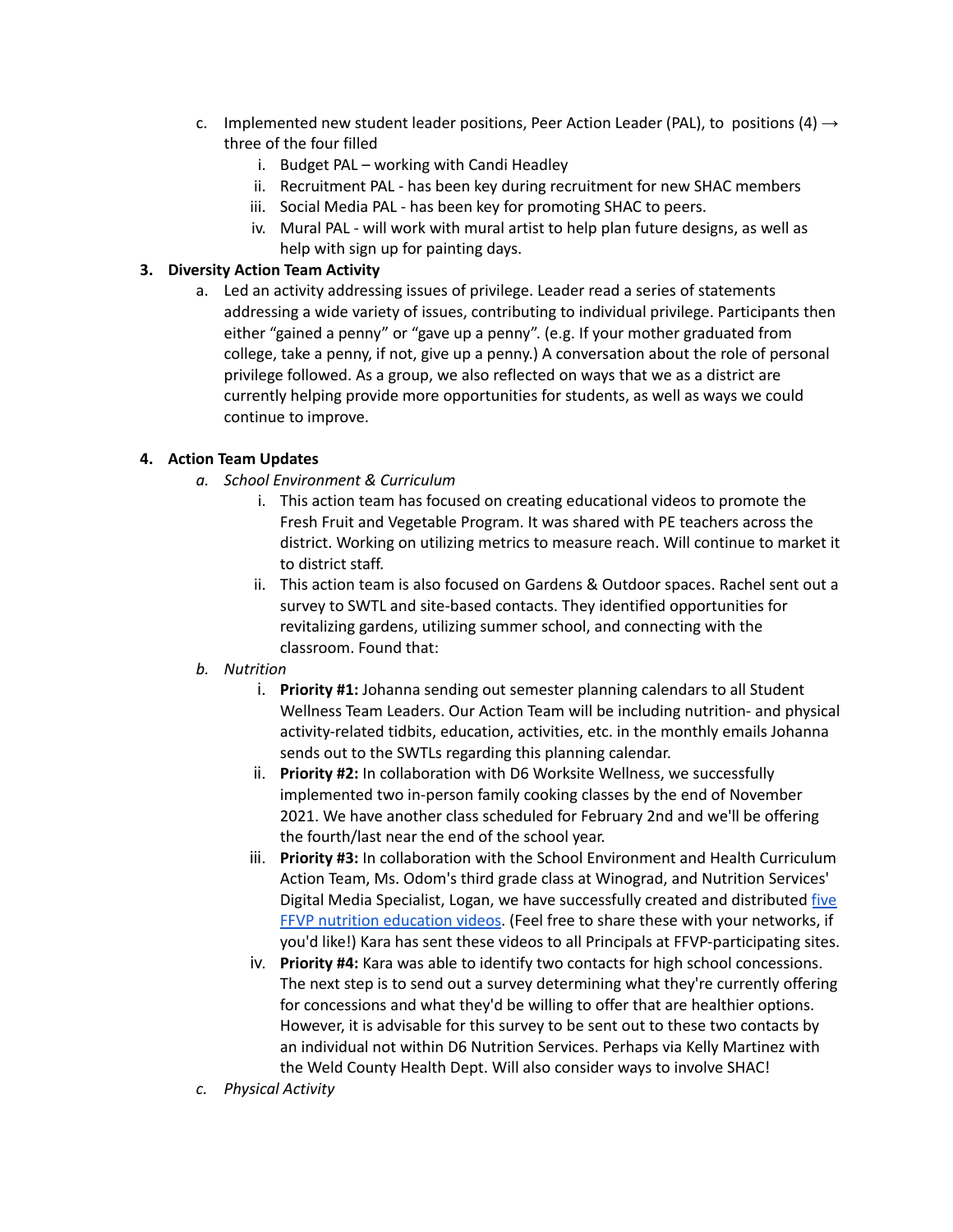c. Implemented new student leader positions, Peer Action Leader (PAL), to positions (4) → three of the four filled
    i. Budget PAL – working with Candi Headley
    ii. Recruitment PAL - has been key during recruitment for new SHAC members
    iii. Social Media PAL - has been key for promoting SHAC to peers.
    iv. Mural PAL - will work with mural artist to help plan future designs, as well as help with sign up for painting days.

**3. Diversity Action Team Activity**

a. Led an activity addressing issues of privilege. Leader read a series of statements addressing a wide variety of issues, contributing to individual privilege. Participants then either "gained a penny" or "gave up a penny". (e.g. If your mother graduated from college, take a penny, if not, give up a penny.) A conversation about the role of personal privilege followed. As a group, we also reflected on ways that we as a district are currently helping provide more opportunities for students, as well as ways we could continue to improve.

**4. Action Team Updates**

*a. School Environment & Curriculum*
    i. This action team has focused on creating educational videos to promote the Fresh Fruit and Vegetable Program. It was shared with PE teachers across the district. Working on utilizing metrics to measure reach. Will continue to market it to district staff.
    ii. This action team is also focused on Gardens & Outdoor spaces. Rachel sent out a survey to SWTL and site-based contacts. They identified opportunities for revitalizing gardens, utilizing summer school, and connecting with the classroom. Found that:

*b. Nutrition*
    i. **Priority #1:** Johanna sending out semester planning calendars to all Student Wellness Team Leaders. Our Action Team will be including nutrition- and physical activity-related tidbits, education, activities, etc. in the monthly emails Johanna sends out to the SWTLs regarding this planning calendar.
    ii. **Priority #2:** In collaboration with D6 Worksite Wellness, we successfully implemented two in-person family cooking classes by the end of November 2021. We have another class scheduled for February 2nd and we'll be offering the fourth/last near the end of the school year.
    iii. **Priority #3:** In collaboration with the School Environment and Health Curriculum Action Team, Ms. Odom's third grade class at Winograd, and Nutrition Services' Digital Media Specialist, Logan, we have successfully created and distributed five FFVP nutrition education videos. (Feel free to share these with your networks, if you'd like!) Kara has sent these videos to all Principals at FFVP-participating sites.
    iv. **Priority #4:** Kara was able to identify two contacts for high school concessions. The next step is to send out a survey determining what they're currently offering for concessions and what they'd be willing to offer that are healthier options. However, it is advisable for this survey to be sent out to these two contacts by an individual not within D6 Nutrition Services. Perhaps via Kelly Martinez with the Weld County Health Dept. Will also consider ways to involve SHAC!

*c. Physical Activity*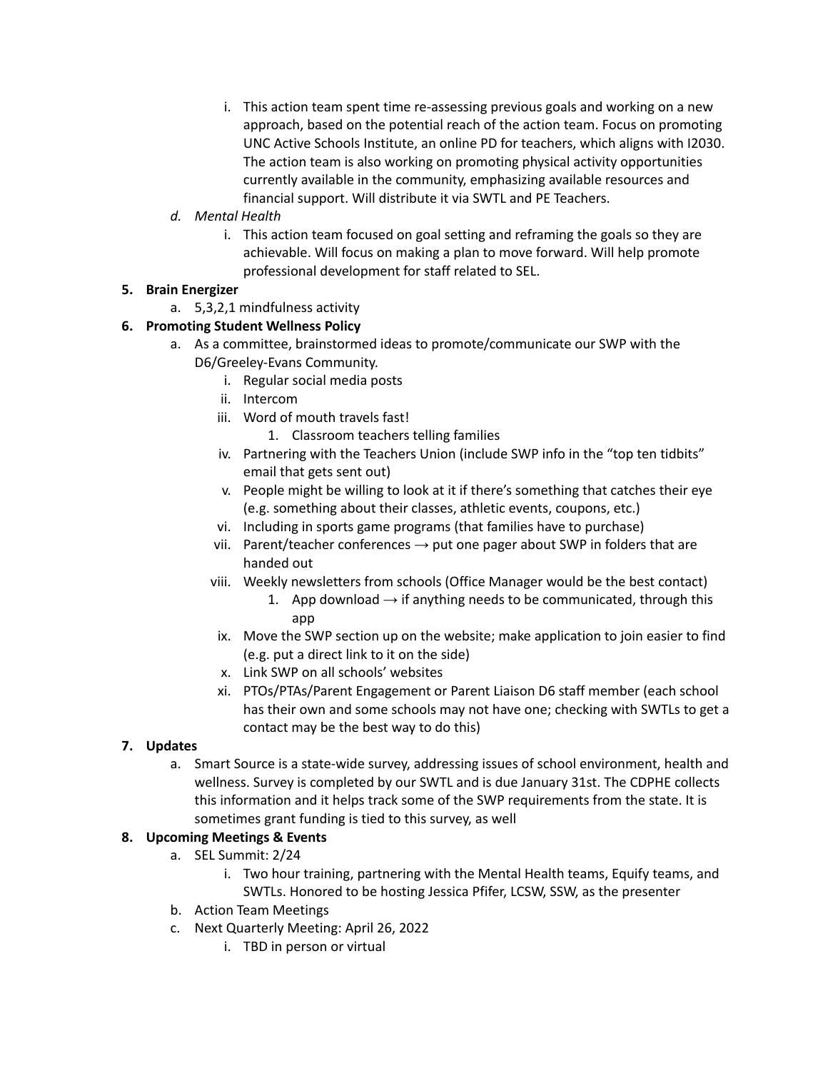i. This action team spent time re-assessing previous goals and working on a new approach, based on the potential reach of the action team. Focus on promoting UNC Active Schools Institute, an online PD for teachers, which aligns with I2030. The action team is also working on promoting physical activity opportunities currently available in the community, emphasizing available resources and financial support. Will distribute it via SWTL and PE Teachers.

d. *Mental Health*
   i. This action team focused on goal setting and reframing the goals so they are achievable. Will focus on making a plan to move forward. Will help promote professional development for staff related to SEL.

5. **Brain Energizer**
   a. 5,3,2,1 mindfulness activity
6. **Promoting Student Wellness Policy**
   a. As a committee, brainstormed ideas to promote/communicate our SWP with the D6/Greeley-Evans Community.
      i. Regular social media posts
      ii. Intercom
      iii. Word of mouth travels fast!
         1. Classroom teachers telling families
      iv. Partnering with the Teachers Union (include SWP info in the "top ten tidbits" email that gets sent out)
      v. People might be willing to look at it if there's something that catches their eye (e.g. something about their classes, athletic events, coupons, etc.)
      vi. Including in sports game programs (that families have to purchase)
      vii. Parent/teacher conferences → put one pager about SWP in folders that are handed out
      viii. Weekly newsletters from schools (Office Manager would be the best contact)
         1. App download → if anything needs to be communicated, through this app
      ix. Move the SWP section up on the website; make application to join easier to find (e.g. put a direct link to it on the side)
      x. Link SWP on all schools' websites
      xi. PTOs/PTAs/Parent Engagement or Parent Liaison D6 staff member (each school has their own and some schools may not have one; checking with SWTLs to get a contact may be the best way to do this)
7. **Updates**
   a. Smart Source is a state-wide survey, addressing issues of school environment, health and wellness. Survey is completed by our SWTL and is due January 31st. The CDPHE collects this information and it helps track some of the SWP requirements from the state. It is sometimes grant funding is tied to this survey, as well
8. **Upcoming Meetings & Events**
   a. SEL Summit: 2/24
      i. Two hour training, partnering with the Mental Health teams, Equify teams, and SWTLs. Honored to be hosting Jessica Pfifer, LCSW, SSW, as the presenter
   b. Action Team Meetings
   c. Next Quarterly Meeting: April 26, 2022
      i. TBD in person or virtual